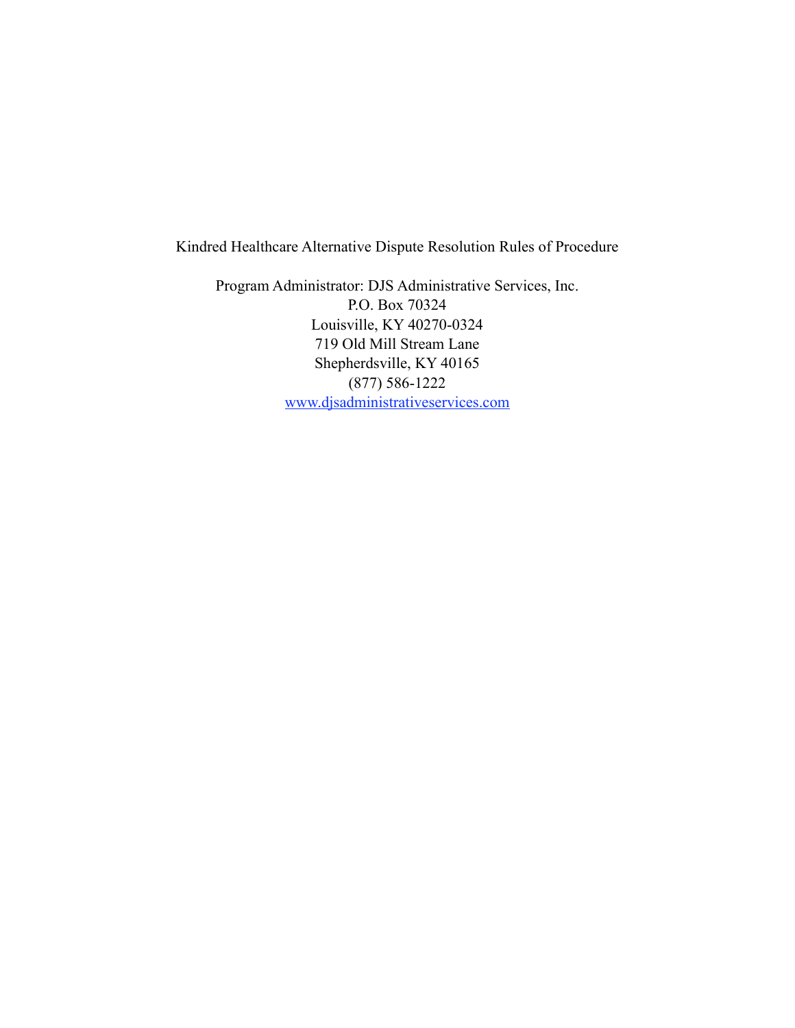# Kindred Healthcare Alternative Dispute Resolution Rules of Procedure

Program Administrator: DJS Administrative Services, Inc.
P.O. Box 70324
Louisville, KY 40270-0324
719 Old Mill Stream Lane
Shepherdsville, KY 40165
(877) 586-1222
[www.djsadministrativeservices.com](http://www.djsadministrativeservices.com)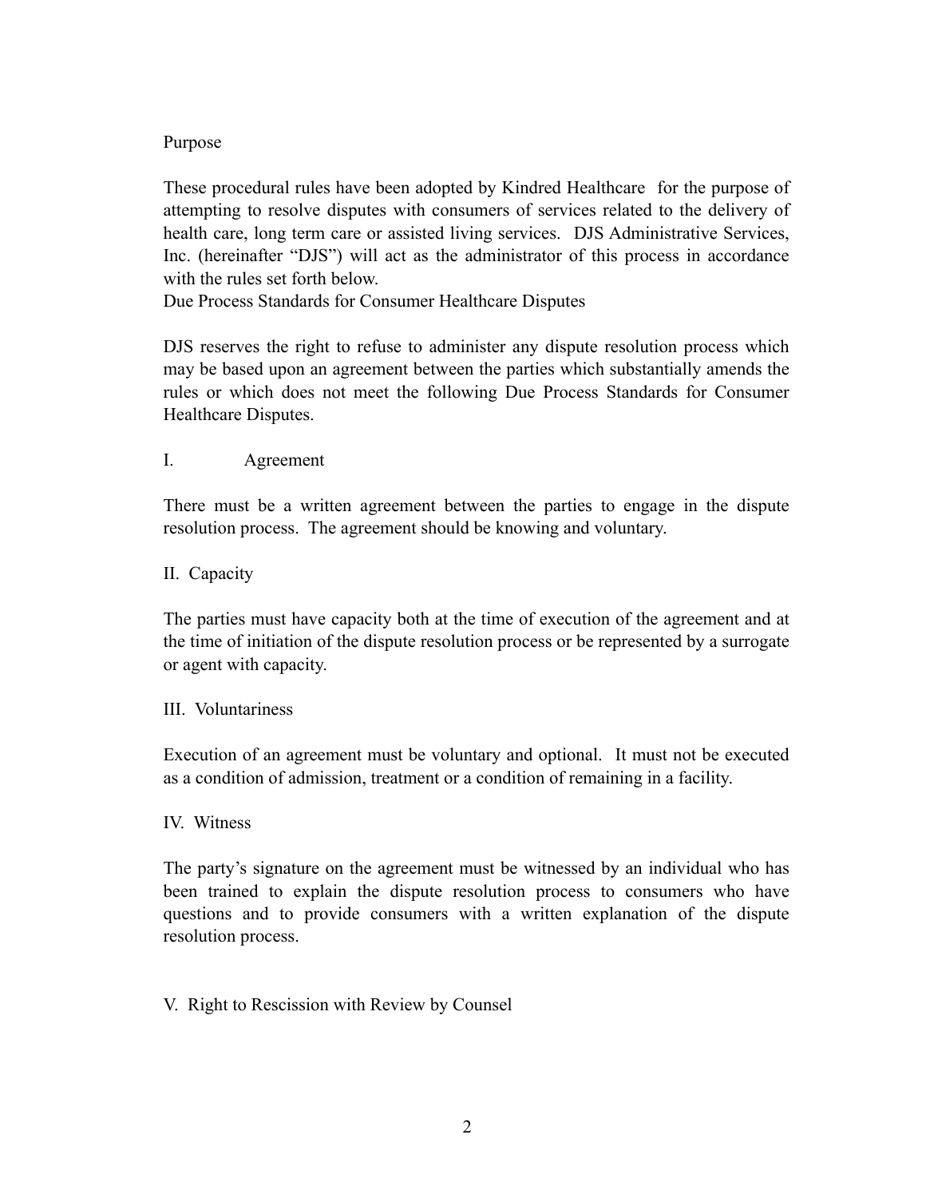## Purpose

These procedural rules have been adopted by Kindred Healthcare for the purpose of attempting to resolve disputes with consumers of services related to the delivery of health care, long term care or assisted living services. DJS Administrative Services, Inc. (hereinafter "DJS") will act as the administrator of this process in accordance with the rules set forth below.

## Due Process Standards for Consumer Healthcare Disputes

DJS reserves the right to refuse to administer any dispute resolution process which may be based upon an agreement between the parties which substantially amends the rules or which does not meet the following Due Process Standards for Consumer Healthcare Disputes.

### I. Agreement

There must be a written agreement between the parties to engage in the dispute resolution process. The agreement should be knowing and voluntary.

### II. Capacity

The parties must have capacity both at the time of execution of the agreement and at the time of initiation of the dispute resolution process or be represented by a surrogate or agent with capacity.

### III. Voluntariness

Execution of an agreement must be voluntary and optional. It must not be executed as a condition of admission, treatment or a condition of remaining in a facility.

### IV. Witness

The party's signature on the agreement must be witnessed by an individual who has been trained to explain the dispute resolution process to consumers who have questions and to provide consumers with a written explanation of the dispute resolution process.

### V. Right to Rescission with Review by Counsel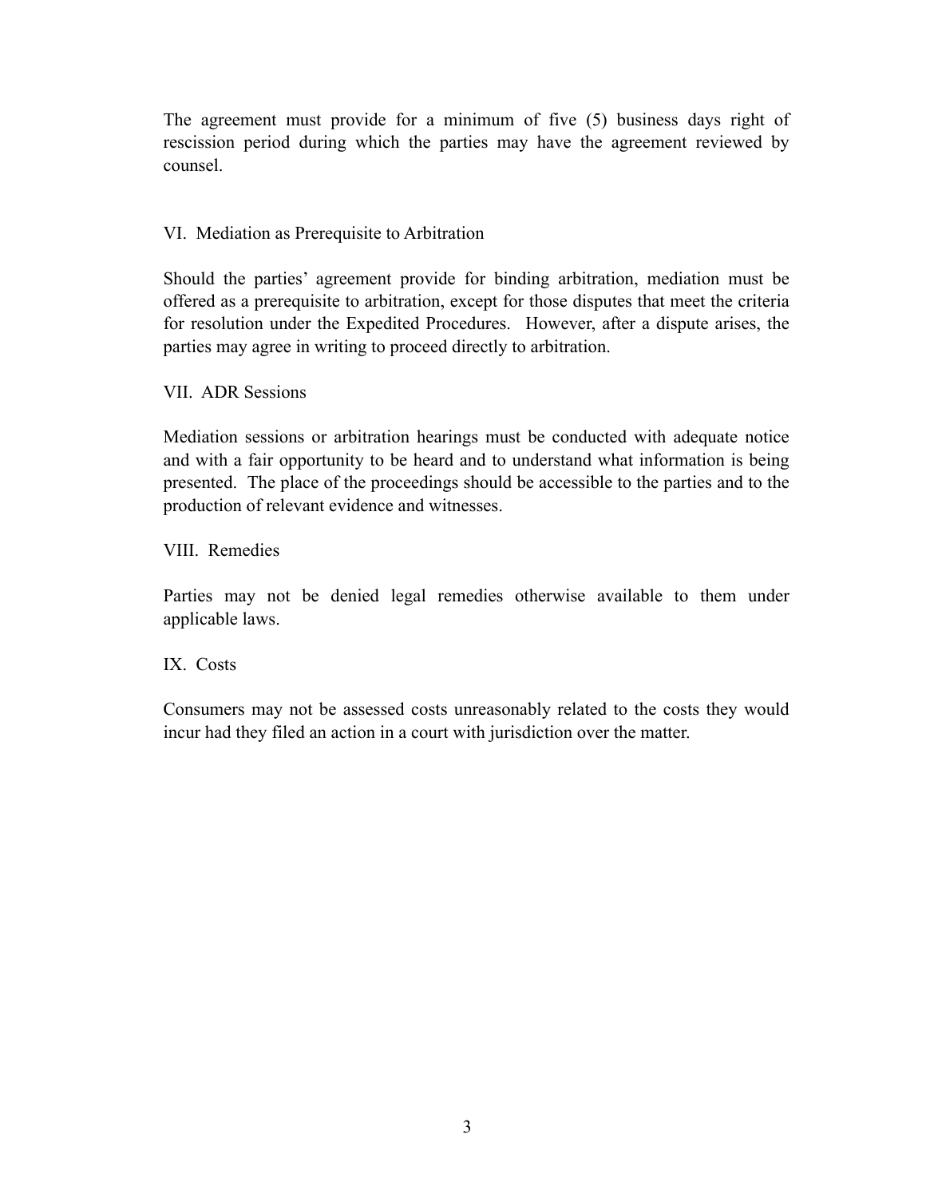The agreement must provide for a minimum of five (5) business days right of rescission period during which the parties may have the agreement reviewed by counsel.

## VI. Mediation as Prerequisite to Arbitration

Should the parties' agreement provide for binding arbitration, mediation must be offered as a prerequisite to arbitration, except for those disputes that meet the criteria for resolution under the Expedited Procedures. However, after a dispute arises, the parties may agree in writing to proceed directly to arbitration.

## VII. ADR Sessions

Mediation sessions or arbitration hearings must be conducted with adequate notice and with a fair opportunity to be heard and to understand what information is being presented. The place of the proceedings should be accessible to the parties and to the production of relevant evidence and witnesses.

## VIII. Remedies

Parties may not be denied legal remedies otherwise available to them under applicable laws.

## IX. Costs

Consumers may not be assessed costs unreasonably related to the costs they would incur had they filed an action in a court with jurisdiction over the matter.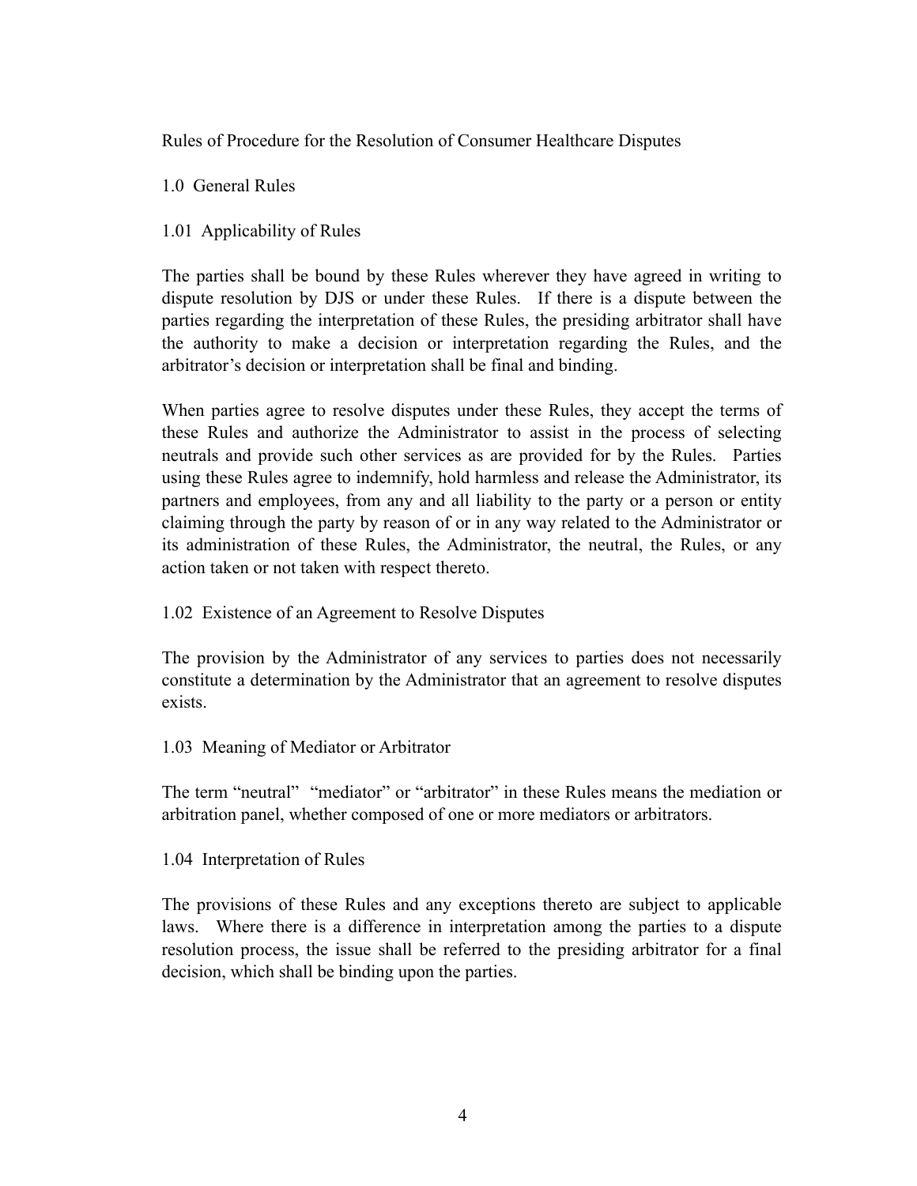# Rules of Procedure for the Resolution of Consumer Healthcare Disputes

## 1.0 General Rules

### 1.01 Applicability of Rules

The parties shall be bound by these Rules wherever they have agreed in writing to dispute resolution by DJS or under these Rules. If there is a dispute between the parties regarding the interpretation of these Rules, the presiding arbitrator shall have the authority to make a decision or interpretation regarding the Rules, and the arbitrator's decision or interpretation shall be final and binding.

When parties agree to resolve disputes under these Rules, they accept the terms of these Rules and authorize the Administrator to assist in the process of selecting neutrals and provide such other services as are provided for by the Rules. Parties using these Rules agree to indemnify, hold harmless and release the Administrator, its partners and employees, from any and all liability to the party or a person or entity claiming through the party by reason of or in any way related to the Administrator or its administration of these Rules, the Administrator, the neutral, the Rules, or any action taken or not taken with respect thereto.

### 1.02 Existence of an Agreement to Resolve Disputes

The provision by the Administrator of any services to parties does not necessarily constitute a determination by the Administrator that an agreement to resolve disputes exists.

### 1.03 Meaning of Mediator or Arbitrator

The term "neutral" "mediator" or "arbitrator" in these Rules means the mediation or arbitration panel, whether composed of one or more mediators or arbitrators.

### 1.04 Interpretation of Rules

The provisions of these Rules and any exceptions thereto are subject to applicable laws. Where there is a difference in interpretation among the parties to a dispute resolution process, the issue shall be referred to the presiding arbitrator for a final decision, which shall be binding upon the parties.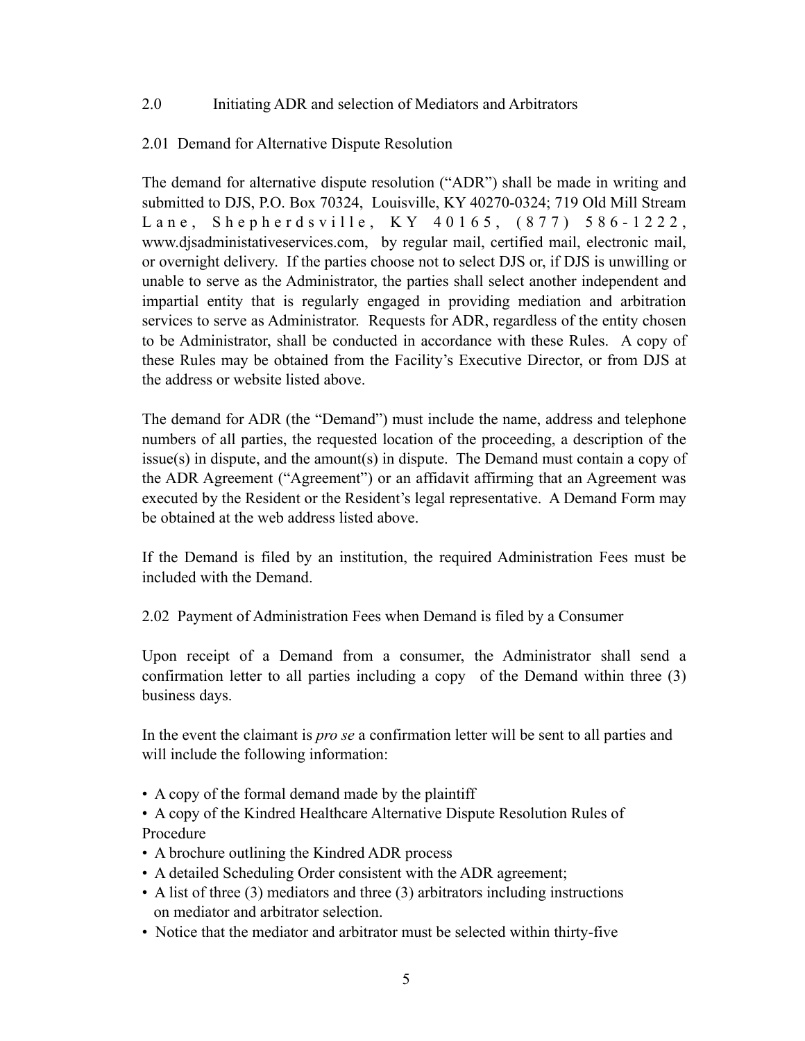## 2.0 Initiating ADR and selection of Mediators and Arbitrators

### 2.01 Demand for Alternative Dispute Resolution

The demand for alternative dispute resolution ("ADR") shall be made in writing and submitted to DJS, P.O. Box 70324, Louisville, KY 40270-0324; 719 Old Mill Stream Lane, Shepherdsville, KY 40165, (877) 586-1222, www.djsadministativeservices.com, by regular mail, certified mail, electronic mail, or overnight delivery. If the parties choose not to select DJS or, if DJS is unwilling or unable to serve as the Administrator, the parties shall select another independent and impartial entity that is regularly engaged in providing mediation and arbitration services to serve as Administrator. Requests for ADR, regardless of the entity chosen to be Administrator, shall be conducted in accordance with these Rules. A copy of these Rules may be obtained from the Facility's Executive Director, or from DJS at the address or website listed above.

The demand for ADR (the "Demand") must include the name, address and telephone numbers of all parties, the requested location of the proceeding, a description of the issue(s) in dispute, and the amount(s) in dispute. The Demand must contain a copy of the ADR Agreement ("Agreement") or an affidavit affirming that an Agreement was executed by the Resident or the Resident's legal representative. A Demand Form may be obtained at the web address listed above.

If the Demand is filed by an institution, the required Administration Fees must be included with the Demand.

### 2.02 Payment of Administration Fees when Demand is filed by a Consumer

Upon receipt of a Demand from a consumer, the Administrator shall send a confirmation letter to all parties including a copy of the Demand within three (3) business days.

In the event the claimant is *pro se* a confirmation letter will be sent to all parties and will include the following information:

- A copy of the formal demand made by the plaintiff
- A copy of the Kindred Healthcare Alternative Dispute Resolution Rules of Procedure
- A brochure outlining the Kindred ADR process
- A detailed Scheduling Order consistent with the ADR agreement;
- A list of three (3) mediators and three (3) arbitrators including instructions on mediator and arbitrator selection.
- Notice that the mediator and arbitrator must be selected within thirty-five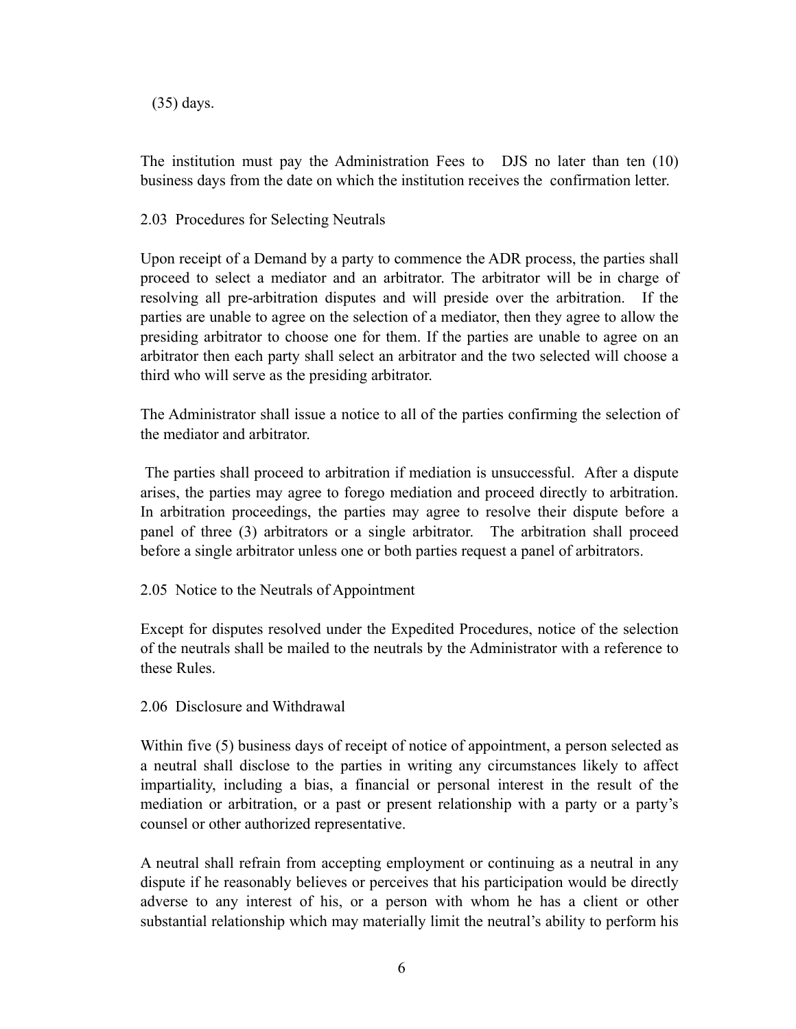(35) days.

The institution must pay the Administration Fees to DJS no later than ten (10) business days from the date on which the institution receives the confirmation letter.

2.03 Procedures for Selecting Neutrals

Upon receipt of a Demand by a party to commence the ADR process, the parties shall proceed to select a mediator and an arbitrator. The arbitrator will be in charge of resolving all pre-arbitration disputes and will preside over the arbitration. If the parties are unable to agree on the selection of a mediator, then they agree to allow the presiding arbitrator to choose one for them. If the parties are unable to agree on an arbitrator then each party shall select an arbitrator and the two selected will choose a third who will serve as the presiding arbitrator.

The Administrator shall issue a notice to all of the parties confirming the selection of the mediator and arbitrator.

The parties shall proceed to arbitration if mediation is unsuccessful. After a dispute arises, the parties may agree to forego mediation and proceed directly to arbitration. In arbitration proceedings, the parties may agree to resolve their dispute before a panel of three (3) arbitrators or a single arbitrator. The arbitration shall proceed before a single arbitrator unless one or both parties request a panel of arbitrators.

2.05 Notice to the Neutrals of Appointment

Except for disputes resolved under the Expedited Procedures, notice of the selection of the neutrals shall be mailed to the neutrals by the Administrator with a reference to these Rules.

2.06 Disclosure and Withdrawal

Within five (5) business days of receipt of notice of appointment, a person selected as a neutral shall disclose to the parties in writing any circumstances likely to affect impartiality, including a bias, a financial or personal interest in the result of the mediation or arbitration, or a past or present relationship with a party or a party's counsel or other authorized representative.

A neutral shall refrain from accepting employment or continuing as a neutral in any dispute if he reasonably believes or perceives that his participation would be directly adverse to any interest of his, or a person with whom he has a client or other substantial relationship which may materially limit the neutral's ability to perform his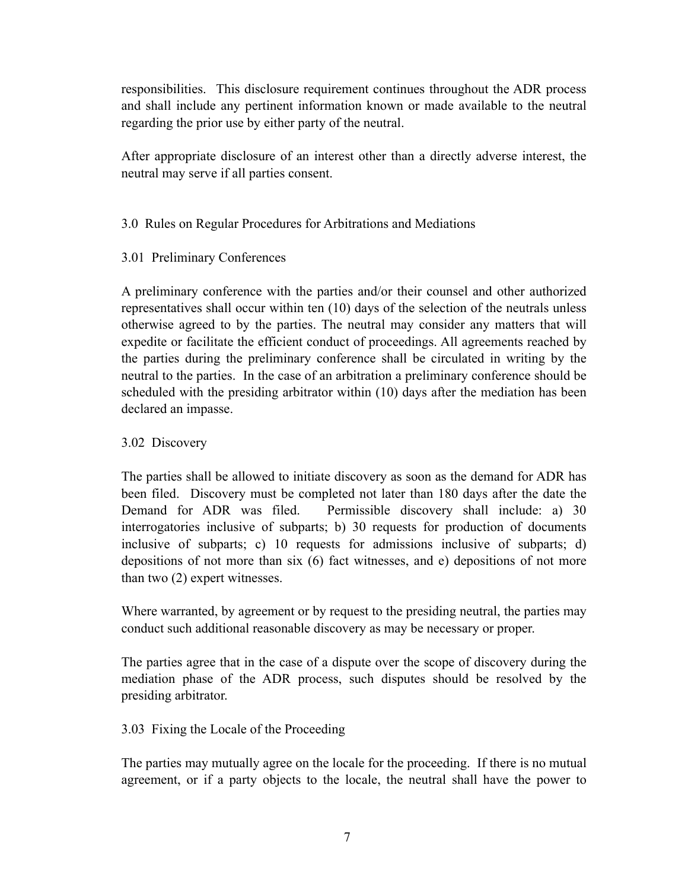responsibilities. This disclosure requirement continues throughout the ADR process and shall include any pertinent information known or made available to the neutral regarding the prior use by either party of the neutral.

After appropriate disclosure of an interest other than a directly adverse interest, the neutral may serve if all parties consent.

## 3.0 Rules on Regular Procedures for Arbitrations and Mediations

### 3.01 Preliminary Conferences

A preliminary conference with the parties and/or their counsel and other authorized representatives shall occur within ten (10) days of the selection of the neutrals unless otherwise agreed to by the parties. The neutral may consider any matters that will expedite or facilitate the efficient conduct of proceedings. All agreements reached by the parties during the preliminary conference shall be circulated in writing by the neutral to the parties. In the case of an arbitration a preliminary conference should be scheduled with the presiding arbitrator within (10) days after the mediation has been declared an impasse.

### 3.02 Discovery

The parties shall be allowed to initiate discovery as soon as the demand for ADR has been filed. Discovery must be completed not later than 180 days after the date the Demand for ADR was filed. Permissible discovery shall include: a) 30 interrogatories inclusive of subparts; b) 30 requests for production of documents inclusive of subparts; c) 10 requests for admissions inclusive of subparts; d) depositions of not more than six (6) fact witnesses, and e) depositions of not more than two (2) expert witnesses.

Where warranted, by agreement or by request to the presiding neutral, the parties may conduct such additional reasonable discovery as may be necessary or proper.

The parties agree that in the case of a dispute over the scope of discovery during the mediation phase of the ADR process, such disputes should be resolved by the presiding arbitrator.

### 3.03 Fixing the Locale of the Proceeding

The parties may mutually agree on the locale for the proceeding. If there is no mutual agreement, or if a party objects to the locale, the neutral shall have the power to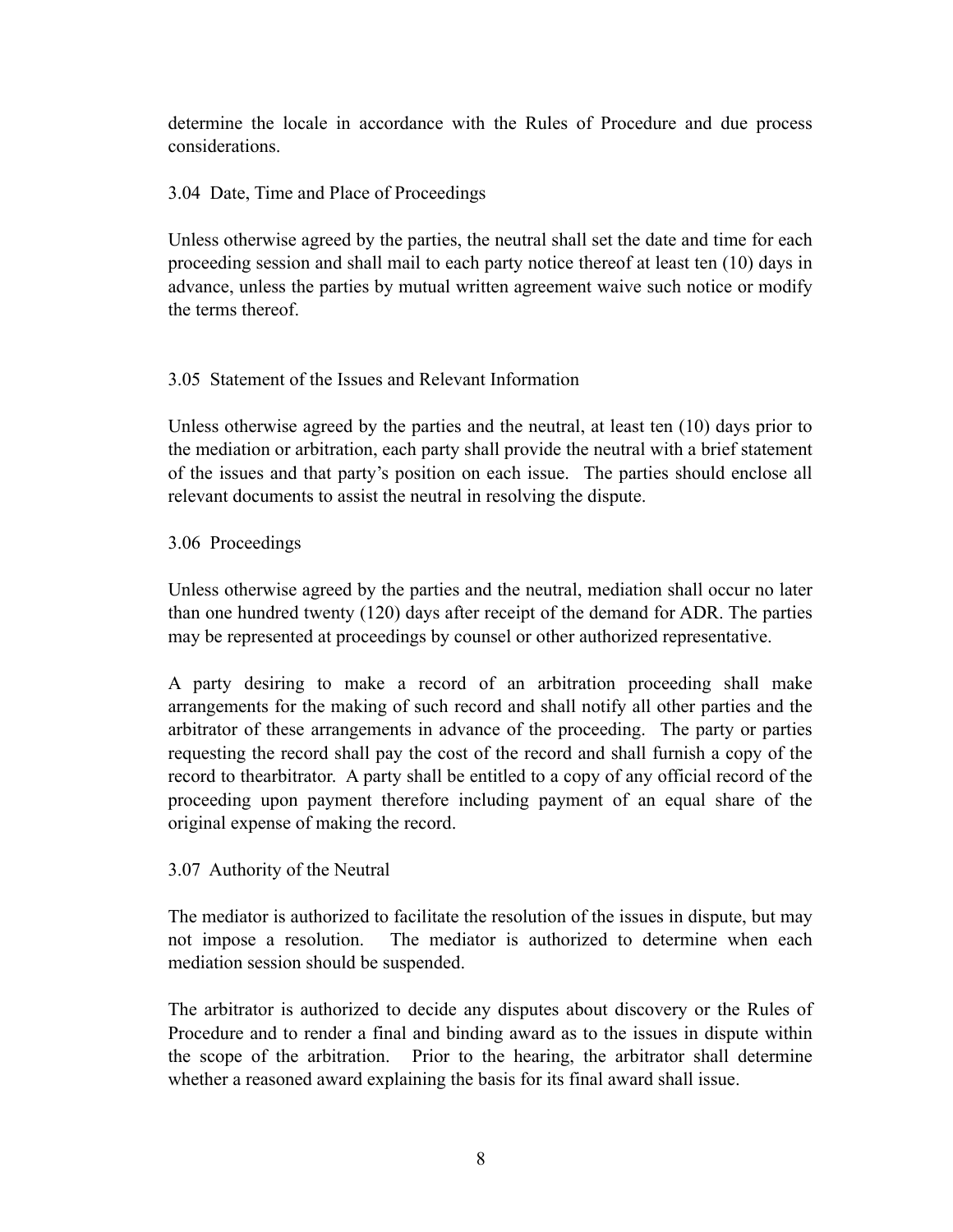determine the locale in accordance with the Rules of Procedure and due process considerations.

### 3.04 Date, Time and Place of Proceedings

Unless otherwise agreed by the parties, the neutral shall set the date and time for each proceeding session and shall mail to each party notice thereof at least ten (10) days in advance, unless the parties by mutual written agreement waive such notice or modify the terms thereof.

### 3.05 Statement of the Issues and Relevant Information

Unless otherwise agreed by the parties and the neutral, at least ten (10) days prior to the mediation or arbitration, each party shall provide the neutral with a brief statement of the issues and that party's position on each issue. The parties should enclose all relevant documents to assist the neutral in resolving the dispute.

### 3.06 Proceedings

Unless otherwise agreed by the parties and the neutral, mediation shall occur no later than one hundred twenty (120) days after receipt of the demand for ADR. The parties may be represented at proceedings by counsel or other authorized representative.

A party desiring to make a record of an arbitration proceeding shall make arrangements for the making of such record and shall notify all other parties and the arbitrator of these arrangements in advance of the proceeding. The party or parties requesting the record shall pay the cost of the record and shall furnish a copy of the record to thearbitrator. A party shall be entitled to a copy of any official record of the proceeding upon payment therefore including payment of an equal share of the original expense of making the record.

### 3.07 Authority of the Neutral

The mediator is authorized to facilitate the resolution of the issues in dispute, but may not impose a resolution. The mediator is authorized to determine when each mediation session should be suspended.

The arbitrator is authorized to decide any disputes about discovery or the Rules of Procedure and to render a final and binding award as to the issues in dispute within the scope of the arbitration. Prior to the hearing, the arbitrator shall determine whether a reasoned award explaining the basis for its final award shall issue.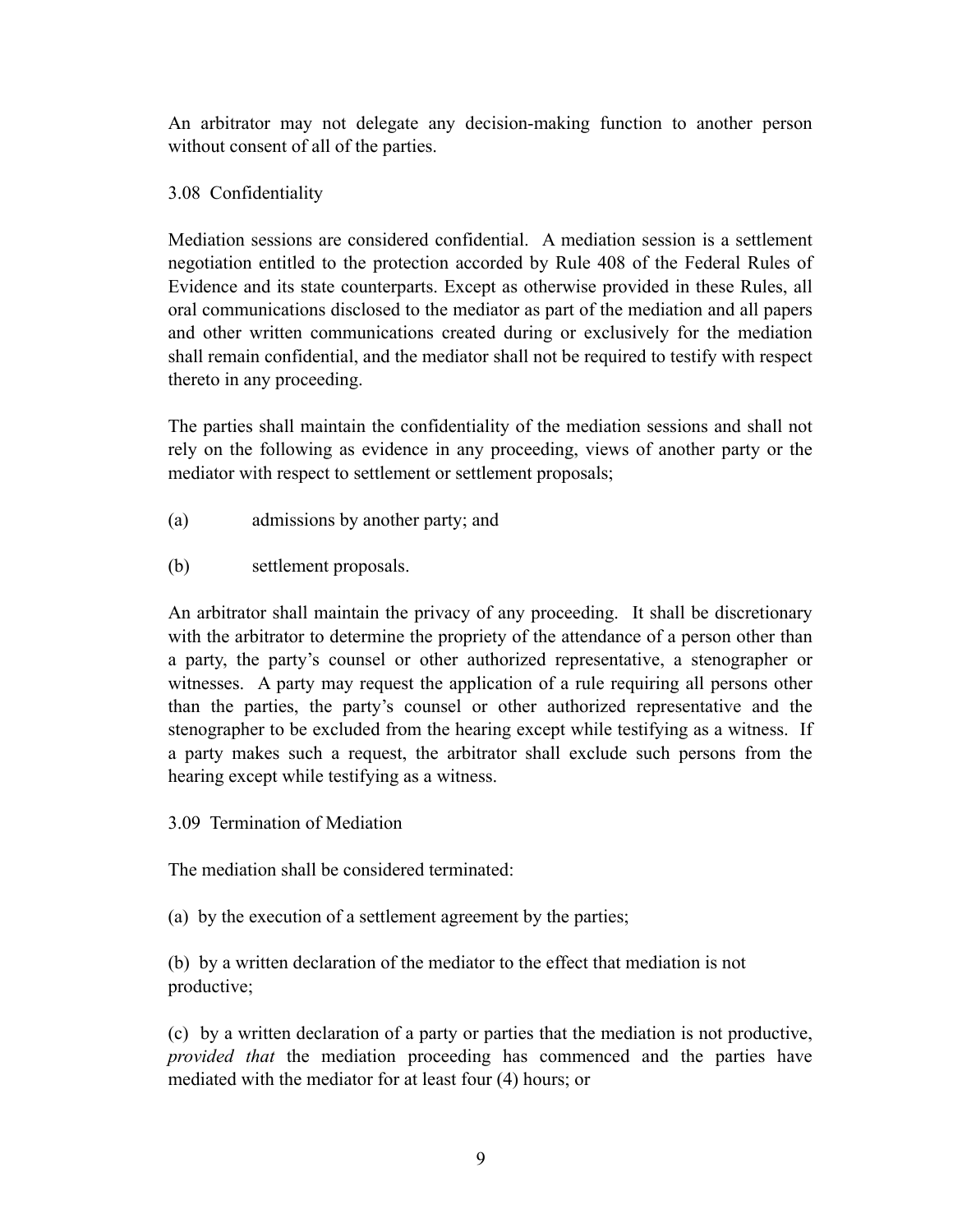An arbitrator may not delegate any decision-making function to another person without consent of all of the parties.

3.08 Confidentiality

Mediation sessions are considered confidential. A mediation session is a settlement negotiation entitled to the protection accorded by Rule 408 of the Federal Rules of Evidence and its state counterparts. Except as otherwise provided in these Rules, all oral communications disclosed to the mediator as part of the mediation and all papers and other written communications created during or exclusively for the mediation shall remain confidential, and the mediator shall not be required to testify with respect thereto in any proceeding.

The parties shall maintain the confidentiality of the mediation sessions and shall not rely on the following as evidence in any proceeding, views of another party or the mediator with respect to settlement or settlement proposals;

(a) admissions by another party; and

(b) settlement proposals.

An arbitrator shall maintain the privacy of any proceeding. It shall be discretionary with the arbitrator to determine the propriety of the attendance of a person other than a party, the party's counsel or other authorized representative, a stenographer or witnesses. A party may request the application of a rule requiring all persons other than the parties, the party's counsel or other authorized representative and the stenographer to be excluded from the hearing except while testifying as a witness. If a party makes such a request, the arbitrator shall exclude such persons from the hearing except while testifying as a witness.

3.09 Termination of Mediation

The mediation shall be considered terminated:

(a) by the execution of a settlement agreement by the parties;

(b) by a written declaration of the mediator to the effect that mediation is not productive;

(c) by a written declaration of a party or parties that the mediation is not productive, *provided that* the mediation proceeding has commenced and the parties have mediated with the mediator for at least four (4) hours; or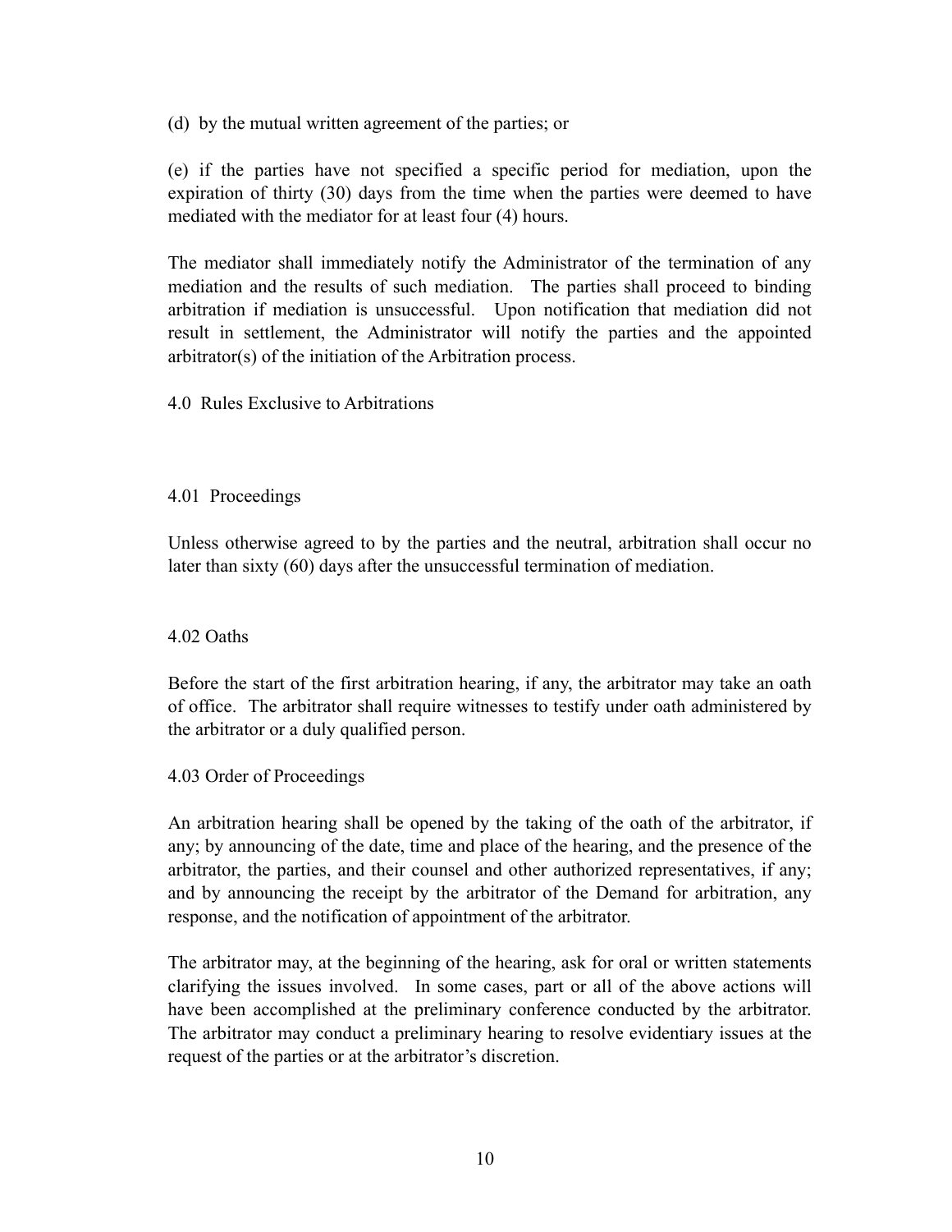(d) by the mutual written agreement of the parties; or

(e) if the parties have not specified a specific period for mediation, upon the expiration of thirty (30) days from the time when the parties were deemed to have mediated with the mediator for at least four (4) hours.

The mediator shall immediately notify the Administrator of the termination of any mediation and the results of such mediation. The parties shall proceed to binding arbitration if mediation is unsuccessful. Upon notification that mediation did not result in settlement, the Administrator will notify the parties and the appointed arbitrator(s) of the initiation of the Arbitration process.

## 4.0 Rules Exclusive to Arbitrations

### 4.01 Proceedings

Unless otherwise agreed to by the parties and the neutral, arbitration shall occur no later than sixty (60) days after the unsuccessful termination of mediation.

### 4.02 Oaths

Before the start of the first arbitration hearing, if any, the arbitrator may take an oath of office. The arbitrator shall require witnesses to testify under oath administered by the arbitrator or a duly qualified person.

### 4.03 Order of Proceedings

An arbitration hearing shall be opened by the taking of the oath of the arbitrator, if any; by announcing of the date, time and place of the hearing, and the presence of the arbitrator, the parties, and their counsel and other authorized representatives, if any; and by announcing the receipt by the arbitrator of the Demand for arbitration, any response, and the notification of appointment of the arbitrator.

The arbitrator may, at the beginning of the hearing, ask for oral or written statements clarifying the issues involved. In some cases, part or all of the above actions will have been accomplished at the preliminary conference conducted by the arbitrator. The arbitrator may conduct a preliminary hearing to resolve evidentiary issues at the request of the parties or at the arbitrator's discretion.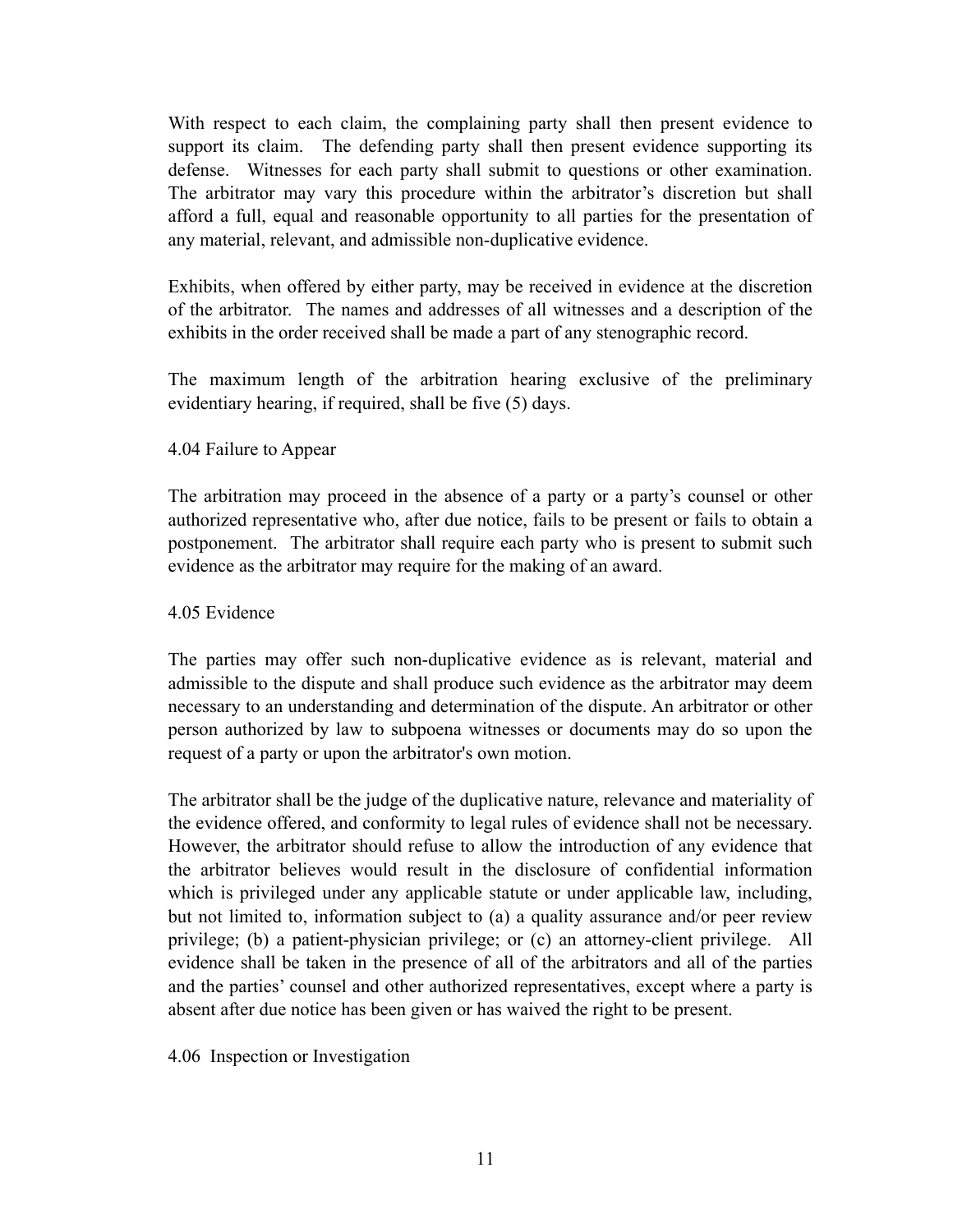With respect to each claim, the complaining party shall then present evidence to support its claim. The defending party shall then present evidence supporting its defense. Witnesses for each party shall submit to questions or other examination. The arbitrator may vary this procedure within the arbitrator's discretion but shall afford a full, equal and reasonable opportunity to all parties for the presentation of any material, relevant, and admissible non-duplicative evidence.

Exhibits, when offered by either party, may be received in evidence at the discretion of the arbitrator. The names and addresses of all witnesses and a description of the exhibits in the order received shall be made a part of any stenographic record.

The maximum length of the arbitration hearing exclusive of the preliminary evidentiary hearing, if required, shall be five (5) days.

4.04 Failure to Appear

The arbitration may proceed in the absence of a party or a party's counsel or other authorized representative who, after due notice, fails to be present or fails to obtain a postponement. The arbitrator shall require each party who is present to submit such evidence as the arbitrator may require for the making of an award.

4.05 Evidence

The parties may offer such non-duplicative evidence as is relevant, material and admissible to the dispute and shall produce such evidence as the arbitrator may deem necessary to an understanding and determination of the dispute. An arbitrator or other person authorized by law to subpoena witnesses or documents may do so upon the request of a party or upon the arbitrator's own motion.

The arbitrator shall be the judge of the duplicative nature, relevance and materiality of the evidence offered, and conformity to legal rules of evidence shall not be necessary. However, the arbitrator should refuse to allow the introduction of any evidence that the arbitrator believes would result in the disclosure of confidential information which is privileged under any applicable statute or under applicable law, including, but not limited to, information subject to (a) a quality assurance and/or peer review privilege; (b) a patient-physician privilege; or (c) an attorney-client privilege. All evidence shall be taken in the presence of all of the arbitrators and all of the parties and the parties' counsel and other authorized representatives, except where a party is absent after due notice has been given or has waived the right to be present.

4.06 Inspection or Investigation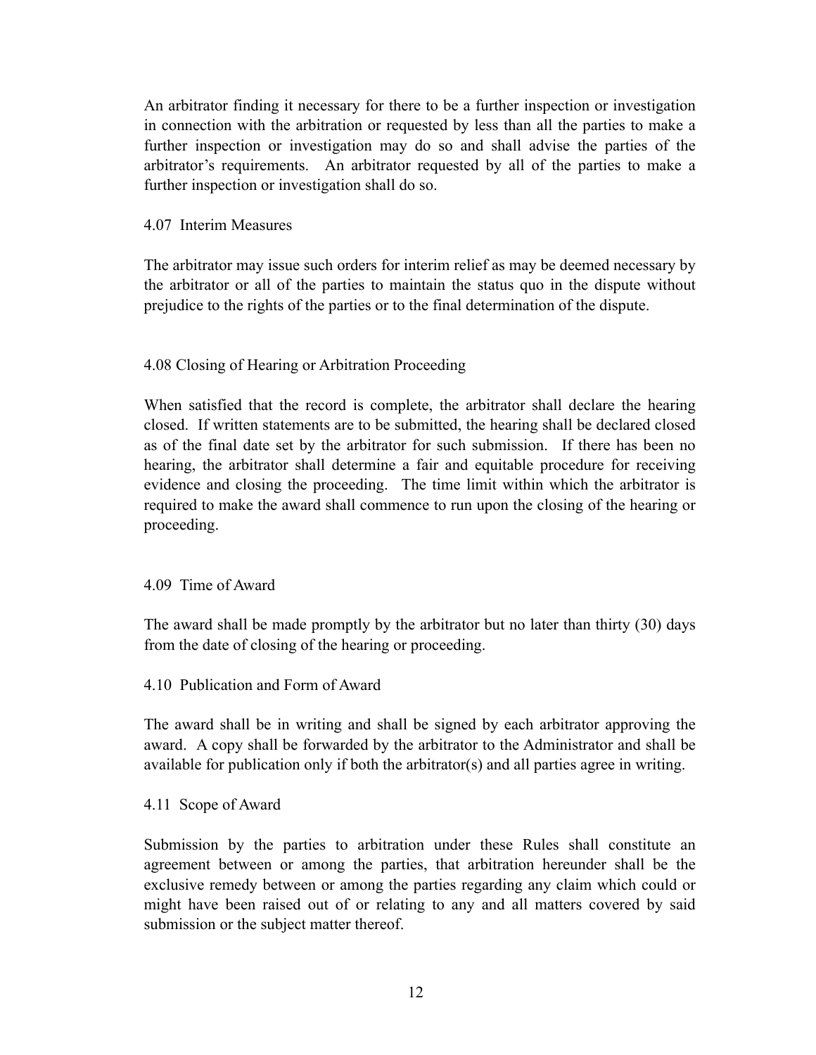An arbitrator finding it necessary for there to be a further inspection or investigation in connection with the arbitration or requested by less than all the parties to make a further inspection or investigation may do so and shall advise the parties of the arbitrator's requirements. An arbitrator requested by all of the parties to make a further inspection or investigation shall do so.

### 4.07 Interim Measures

The arbitrator may issue such orders for interim relief as may be deemed necessary by the arbitrator or all of the parties to maintain the status quo in the dispute without prejudice to the rights of the parties or to the final determination of the dispute.

### 4.08 Closing of Hearing or Arbitration Proceeding

When satisfied that the record is complete, the arbitrator shall declare the hearing closed. If written statements are to be submitted, the hearing shall be declared closed as of the final date set by the arbitrator for such submission. If there has been no hearing, the arbitrator shall determine a fair and equitable procedure for receiving evidence and closing the proceeding. The time limit within which the arbitrator is required to make the award shall commence to run upon the closing of the hearing or proceeding.

### 4.09 Time of Award

The award shall be made promptly by the arbitrator but no later than thirty (30) days from the date of closing of the hearing or proceeding.

### 4.10 Publication and Form of Award

The award shall be in writing and shall be signed by each arbitrator approving the award. A copy shall be forwarded by the arbitrator to the Administrator and shall be available for publication only if both the arbitrator(s) and all parties agree in writing.

### 4.11 Scope of Award

Submission by the parties to arbitration under these Rules shall constitute an agreement between or among the parties, that arbitration hereunder shall be the exclusive remedy between or among the parties regarding any claim which could or might have been raised out of or relating to any and all matters covered by said submission or the subject matter thereof.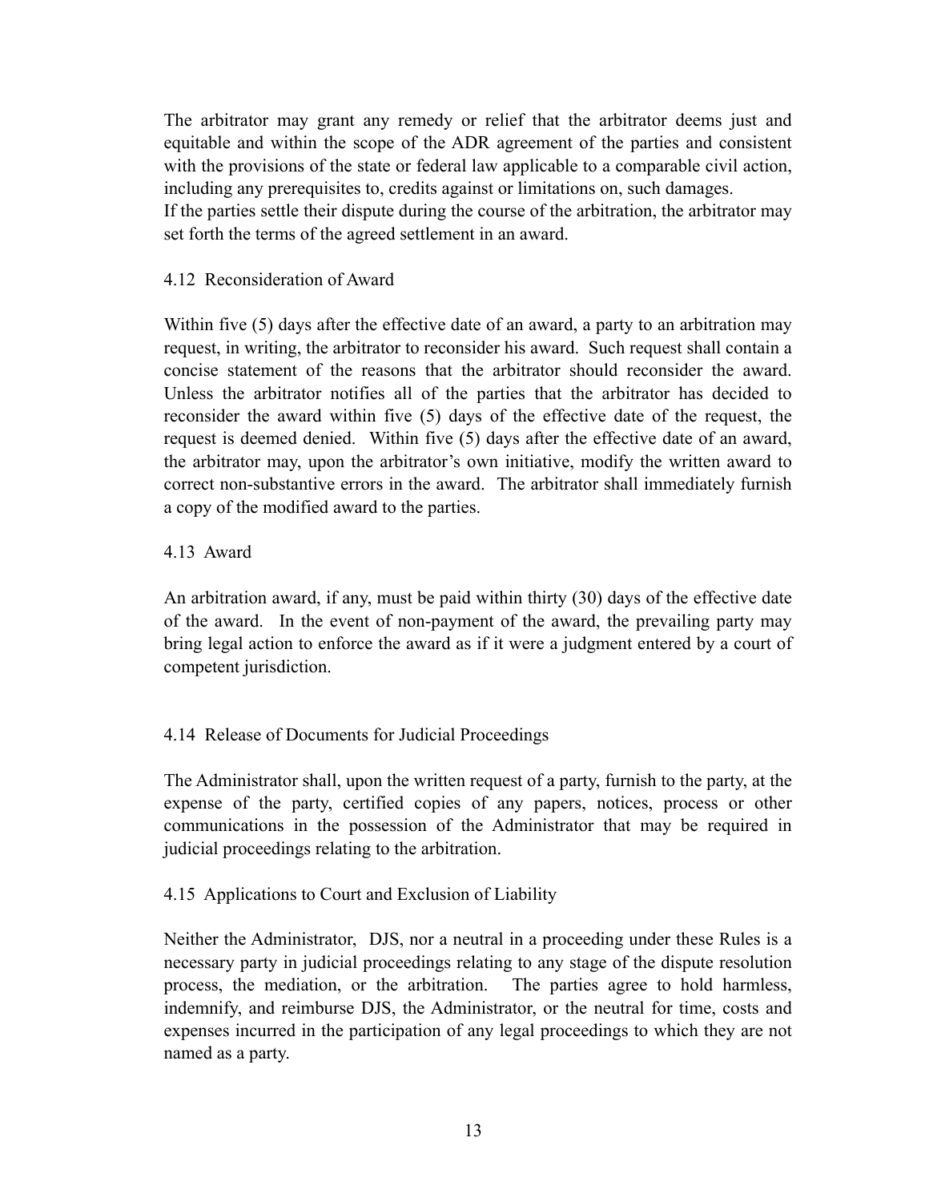The arbitrator may grant any remedy or relief that the arbitrator deems just and equitable and within the scope of the ADR agreement of the parties and consistent with the provisions of the state or federal law applicable to a comparable civil action, including any prerequisites to, credits against or limitations on, such damages.
If the parties settle their dispute during the course of the arbitration, the arbitrator may set forth the terms of the agreed settlement in an award.

4.12 Reconsideration of Award

Within five (5) days after the effective date of an award, a party to an arbitration may request, in writing, the arbitrator to reconsider his award. Such request shall contain a concise statement of the reasons that the arbitrator should reconsider the award. Unless the arbitrator notifies all of the parties that the arbitrator has decided to reconsider the award within five (5) days of the effective date of the request, the request is deemed denied. Within five (5) days after the effective date of an award, the arbitrator may, upon the arbitrator's own initiative, modify the written award to correct non-substantive errors in the award. The arbitrator shall immediately furnish a copy of the modified award to the parties.

4.13 Award

An arbitration award, if any, must be paid within thirty (30) days of the effective date of the award. In the event of non-payment of the award, the prevailing party may bring legal action to enforce the award as if it were a judgment entered by a court of competent jurisdiction.

4.14 Release of Documents for Judicial Proceedings

The Administrator shall, upon the written request of a party, furnish to the party, at the expense of the party, certified copies of any papers, notices, process or other communications in the possession of the Administrator that may be required in judicial proceedings relating to the arbitration.

4.15 Applications to Court and Exclusion of Liability

Neither the Administrator, DJS, nor a neutral in a proceeding under these Rules is a necessary party in judicial proceedings relating to any stage of the dispute resolution process, the mediation, or the arbitration. The parties agree to hold harmless, indemnify, and reimburse DJS, the Administrator, or the neutral for time, costs and expenses incurred in the participation of any legal proceedings to which they are not named as a party.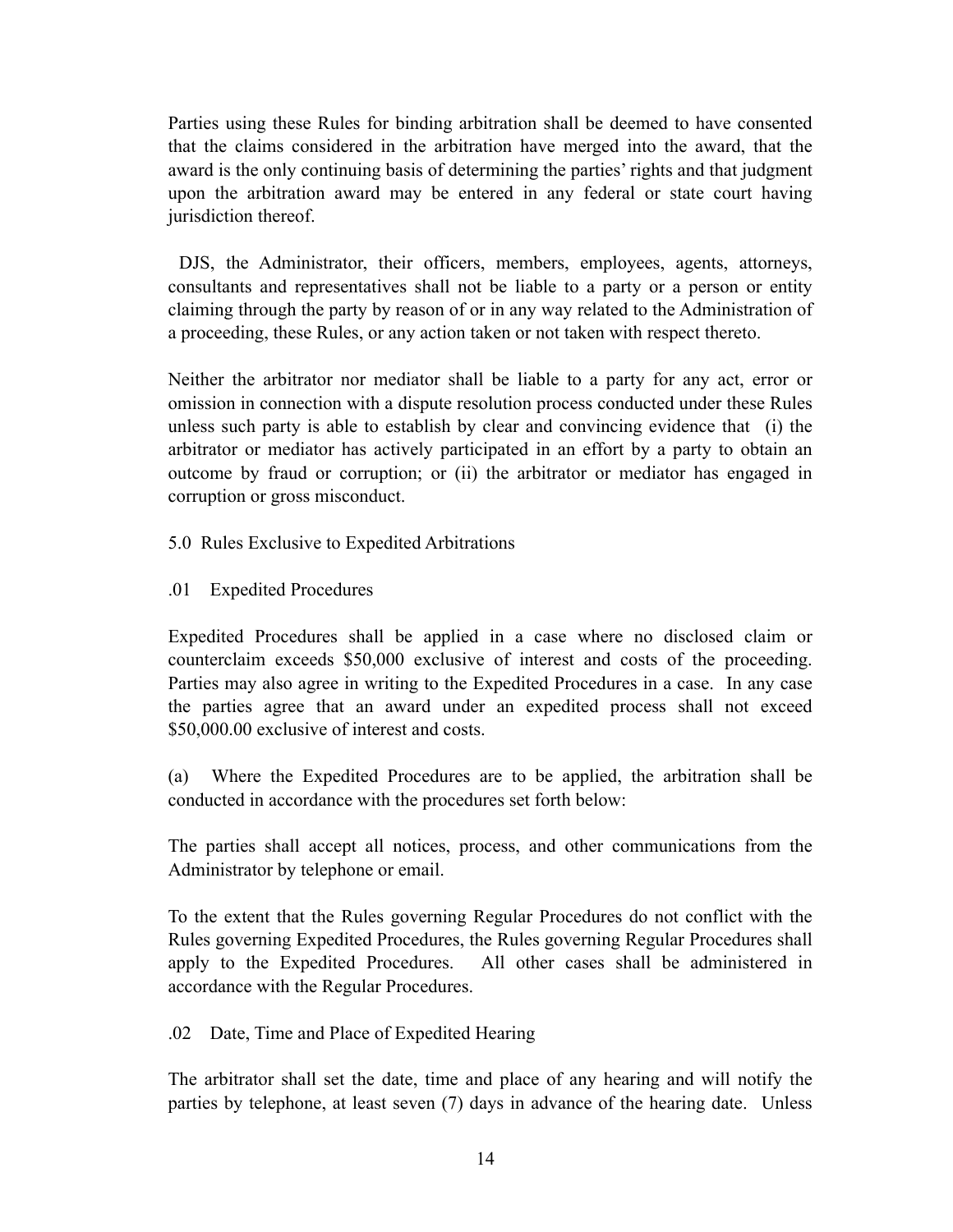Parties using these Rules for binding arbitration shall be deemed to have consented that the claims considered in the arbitration have merged into the award, that the award is the only continuing basis of determining the parties' rights and that judgment upon the arbitration award may be entered in any federal or state court having jurisdiction thereof.

DJS, the Administrator, their officers, members, employees, agents, attorneys, consultants and representatives shall not be liable to a party or a person or entity claiming through the party by reason of or in any way related to the Administration of a proceeding, these Rules, or any action taken or not taken with respect thereto.

Neither the arbitrator nor mediator shall be liable to a party for any act, error or omission in connection with a dispute resolution process conducted under these Rules unless such party is able to establish by clear and convincing evidence that (i) the arbitrator or mediator has actively participated in an effort by a party to obtain an outcome by fraud or corruption; or (ii) the arbitrator or mediator has engaged in corruption or gross misconduct.

## 5.0 Rules Exclusive to Expedited Arbitrations

### .01 Expedited Procedures

Expedited Procedures shall be applied in a case where no disclosed claim or counterclaim exceeds $50,000 exclusive of interest and costs of the proceeding. Parties may also agree in writing to the Expedited Procedures in a case. In any case the parties agree that an award under an expedited process shall not exceed $50,000.00 exclusive of interest and costs.

(a) Where the Expedited Procedures are to be applied, the arbitration shall be conducted in accordance with the procedures set forth below:

The parties shall accept all notices, process, and other communications from the Administrator by telephone or email.

To the extent that the Rules governing Regular Procedures do not conflict with the Rules governing Expedited Procedures, the Rules governing Regular Procedures shall apply to the Expedited Procedures. All other cases shall be administered in accordance with the Regular Procedures.

### .02 Date, Time and Place of Expedited Hearing

The arbitrator shall set the date, time and place of any hearing and will notify the parties by telephone, at least seven (7) days in advance of the hearing date. Unless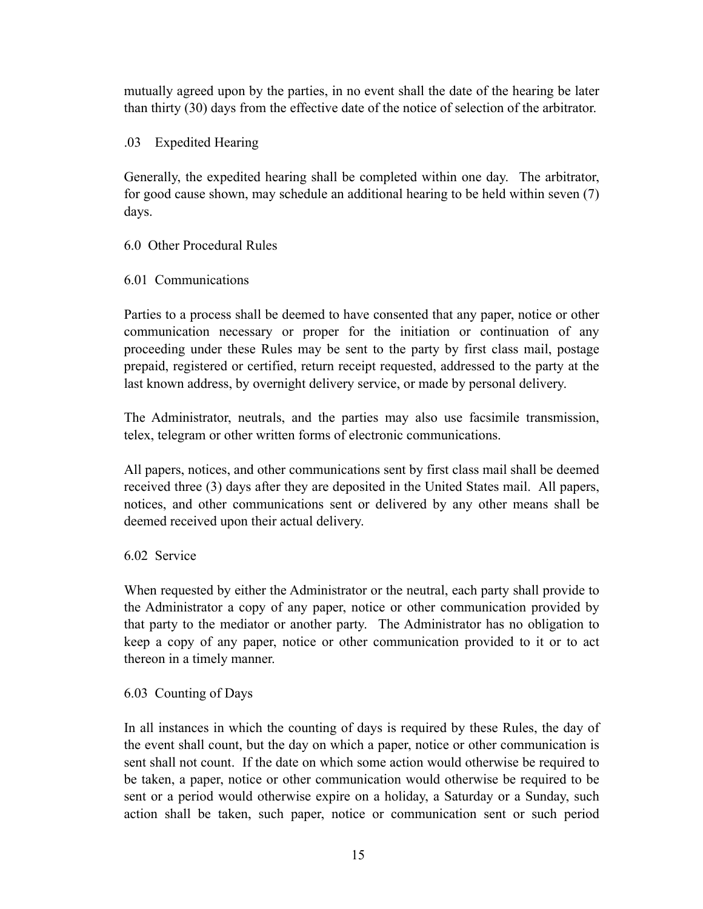mutually agreed upon by the parties, in no event shall the date of the hearing be later than thirty (30) days from the effective date of the notice of selection of the arbitrator.

.03 Expedited Hearing

Generally, the expedited hearing shall be completed within one day. The arbitrator, for good cause shown, may schedule an additional hearing to be held within seven (7) days.

## 6.0 Other Procedural Rules

### 6.01 Communications

Parties to a process shall be deemed to have consented that any paper, notice or other communication necessary or proper for the initiation or continuation of any proceeding under these Rules may be sent to the party by first class mail, postage prepaid, registered or certified, return receipt requested, addressed to the party at the last known address, by overnight delivery service, or made by personal delivery.

The Administrator, neutrals, and the parties may also use facsimile transmission, telex, telegram or other written forms of electronic communications.

All papers, notices, and other communications sent by first class mail shall be deemed received three (3) days after they are deposited in the United States mail. All papers, notices, and other communications sent or delivered by any other means shall be deemed received upon their actual delivery.

### 6.02 Service

When requested by either the Administrator or the neutral, each party shall provide to the Administrator a copy of any paper, notice or other communication provided by that party to the mediator or another party. The Administrator has no obligation to keep a copy of any paper, notice or other communication provided to it or to act thereon in a timely manner.

### 6.03 Counting of Days

In all instances in which the counting of days is required by these Rules, the day of the event shall count, but the day on which a paper, notice or other communication is sent shall not count. If the date on which some action would otherwise be required to be taken, a paper, notice or other communication would otherwise be required to be sent or a period would otherwise expire on a holiday, a Saturday or a Sunday, such action shall be taken, such paper, notice or communication sent or such period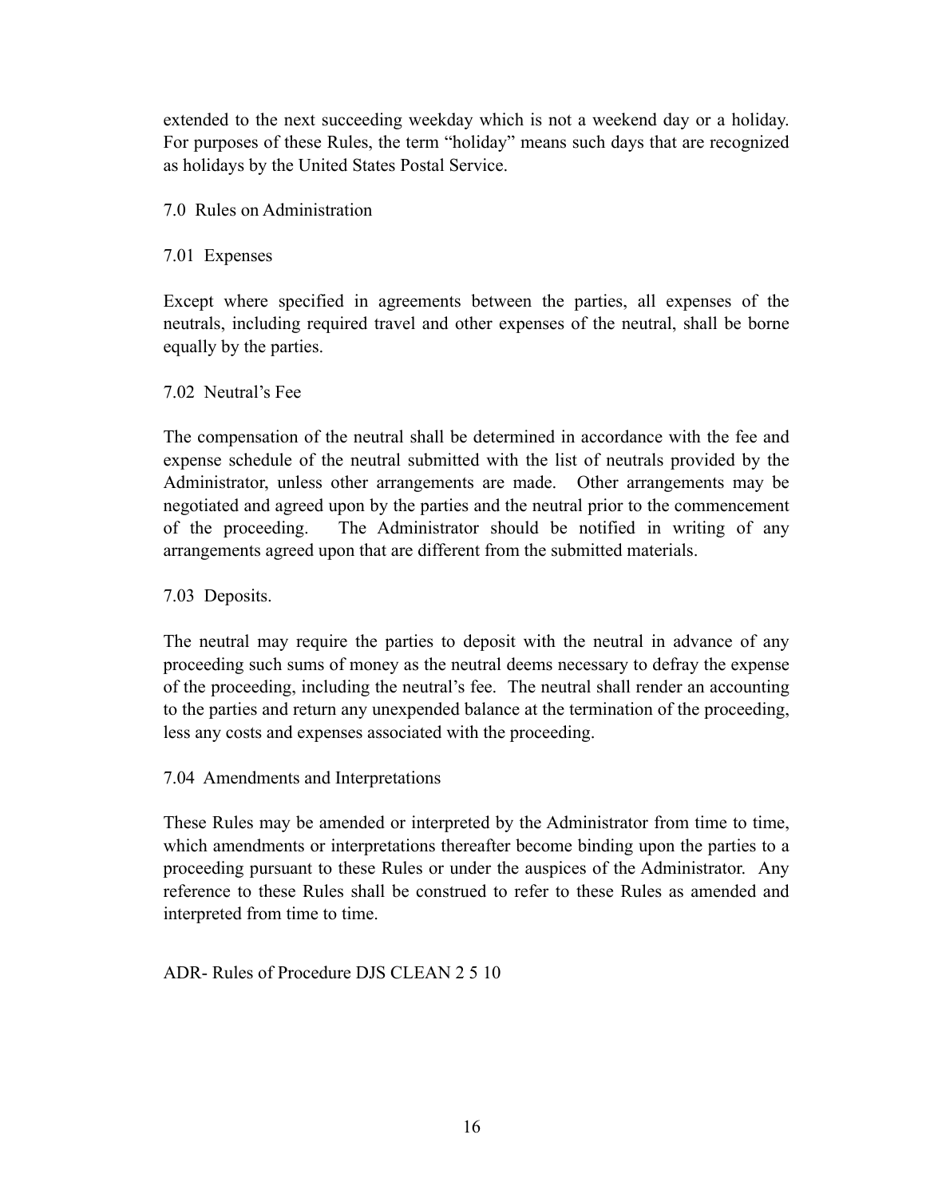extended to the next succeeding weekday which is not a weekend day or a holiday. For purposes of these Rules, the term "holiday" means such days that are recognized as holidays by the United States Postal Service.

## 7.0 Rules on Administration

### 7.01 Expenses

Except where specified in agreements between the parties, all expenses of the neutrals, including required travel and other expenses of the neutral, shall be borne equally by the parties.

### 7.02 Neutral's Fee

The compensation of the neutral shall be determined in accordance with the fee and expense schedule of the neutral submitted with the list of neutrals provided by the Administrator, unless other arrangements are made. Other arrangements may be negotiated and agreed upon by the parties and the neutral prior to the commencement of the proceeding. The Administrator should be notified in writing of any arrangements agreed upon that are different from the submitted materials.

### 7.03 Deposits.

The neutral may require the parties to deposit with the neutral in advance of any proceeding such sums of money as the neutral deems necessary to defray the expense of the proceeding, including the neutral's fee. The neutral shall render an accounting to the parties and return any unexpended balance at the termination of the proceeding, less any costs and expenses associated with the proceeding.

### 7.04 Amendments and Interpretations

These Rules may be amended or interpreted by the Administrator from time to time, which amendments or interpretations thereafter become binding upon the parties to a proceeding pursuant to these Rules or under the auspices of the Administrator. Any reference to these Rules shall be construed to refer to these Rules as amended and interpreted from time to time.

ADR- Rules of Procedure DJS CLEAN 2 5 10